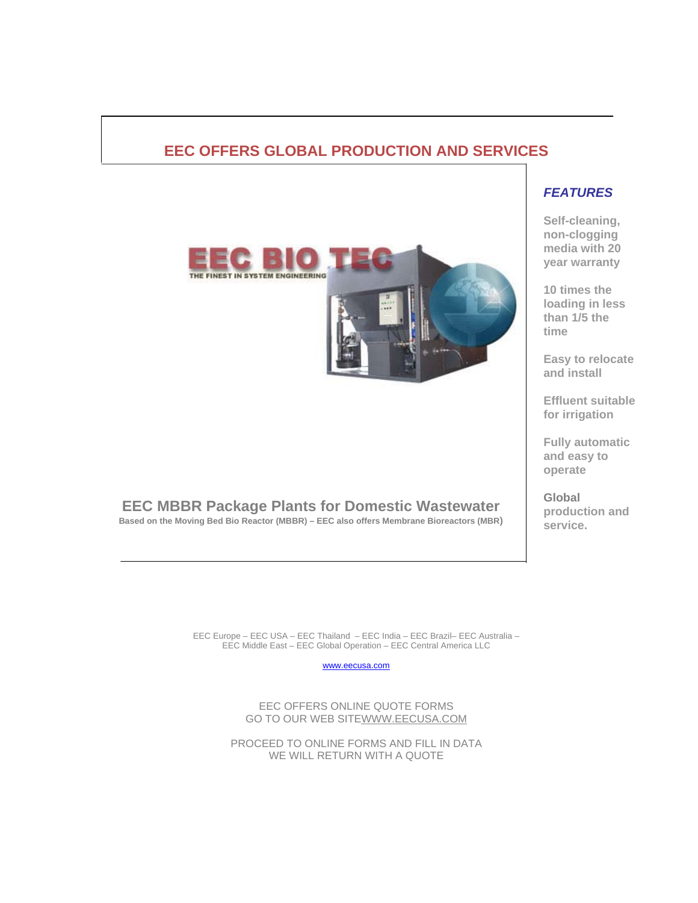# EEC OFFERS GLOBAL PRODUCTION AND SERVICES

EEC BIO TEC

THE FINEST IN SYSTEM ENGINEERING

## EEC MBBR Package Plants for Domestic Wastewater

**Based on the Moving Bed Bio Reactor (MBBR) – EEC also offers Membrane Bioreactors (MBR)**

### *FEATURES*

**Self-cleaning, non-clogging media with 20 year warranty**

**10 times the loading in less than 1/5 the time**

**Easy to relocate and install**

**Effluent suitable for irrigation**

**Fully automatic and easy to operate**

**Global production and service.**

EEC Europe – EEC USA – EEC Thailand – EEC India – EEC Brazil– EEC Australia – EEC Middle East – EEC Global Operation – EEC Central America LLC

www.eecusa.com

EEC OFFERS ONLINE QUOTE FORMS
GO TO OUR WEB SITE WWW.EECUSA.COM

PROCEED TO ONLINE FORMS AND FILL IN DATA
WE WILL RETURN WITH A QUOTE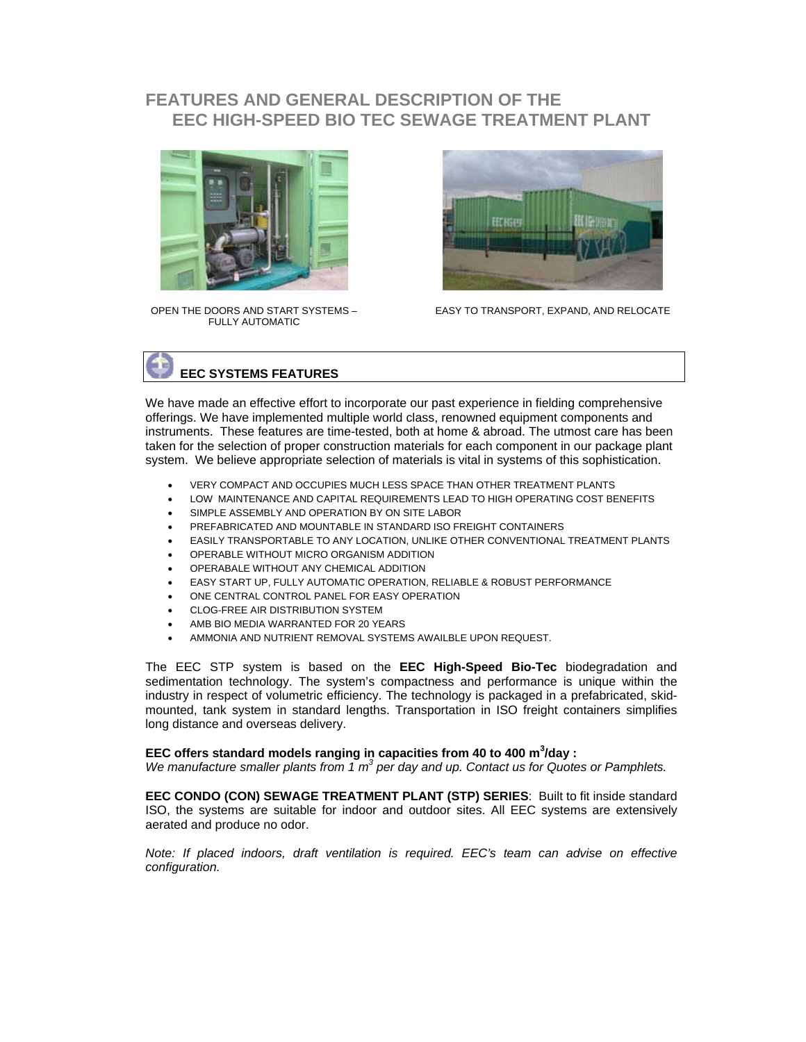# FEATURES AND GENERAL DESCRIPTION OF THE EEC HIGH-SPEED BIO TEC SEWAGE TREATMENT PLANT

OPEN THE DOORS AND START SYSTEMS – FULLY AUTOMATIC

EASY TO TRANSPORT, EXPAND, AND RELOCATE

## EEC SYSTEMS FEATURES

We have made an effective effort to incorporate our past experience in fielding comprehensive offerings. We have implemented multiple world class, renowned equipment components and instruments. These features are time-tested, both at home & abroad. The utmost care has been taken for the selection of proper construction materials for each component in our package plant system. We believe appropriate selection of materials is vital in systems of this sophistication.

- VERY COMPACT AND OCCUPIES MUCH LESS SPACE THAN OTHER TREATMENT PLANTS
- LOW MAINTENANCE AND CAPITAL REQUIREMENTS LEAD TO HIGH OPERATING COST BENEFITS
- SIMPLE ASSEMBLY AND OPERATION BY ON SITE LABOR
- PREFABRICATED AND MOUNTABLE IN STANDARD ISO FREIGHT CONTAINERS
- EASILY TRANSPORTABLE TO ANY LOCATION, UNLIKE OTHER CONVENTIONAL TREATMENT PLANTS
- OPERABLE WITHOUT MICRO ORGANISM ADDITION
- OPERABALE WITHOUT ANY CHEMICAL ADDITION
- EASY START UP, FULLY AUTOMATIC OPERATION, RELIABLE & ROBUST PERFORMANCE
- ONE CENTRAL CONTROL PANEL FOR EASY OPERATION
- CLOG-FREE AIR DISTRIBUTION SYSTEM
- AMB BIO MEDIA WARRANTED FOR 20 YEARS
- AMMONIA AND NUTRIENT REMOVAL SYSTEMS AWAILBLE UPON REQUEST.

The EEC STP system is based on the **EEC High-Speed Bio-Tec** biodegradation and sedimentation technology. The system's compactness and performance is unique within the industry in respect of volumetric efficiency. The technology is packaged in a prefabricated, skid-mounted, tank system in standard lengths. Transportation in ISO freight containers simplifies long distance and overseas delivery.

**EEC offers standard models ranging in capacities from 40 to 400 $m^3$/day :**
*We manufacture smaller plants from 1 $m^3$ per day and up. Contact us for Quotes or Pamphlets.*

**EEC CONDO (CON) SEWAGE TREATMENT PLANT (STP) SERIES**: Built to fit inside standard ISO, the systems are suitable for indoor and outdoor sites. All EEC systems are extensively aerated and produce no odor.

*Note: If placed indoors, draft ventilation is required. EEC's team can advise on effective configuration.*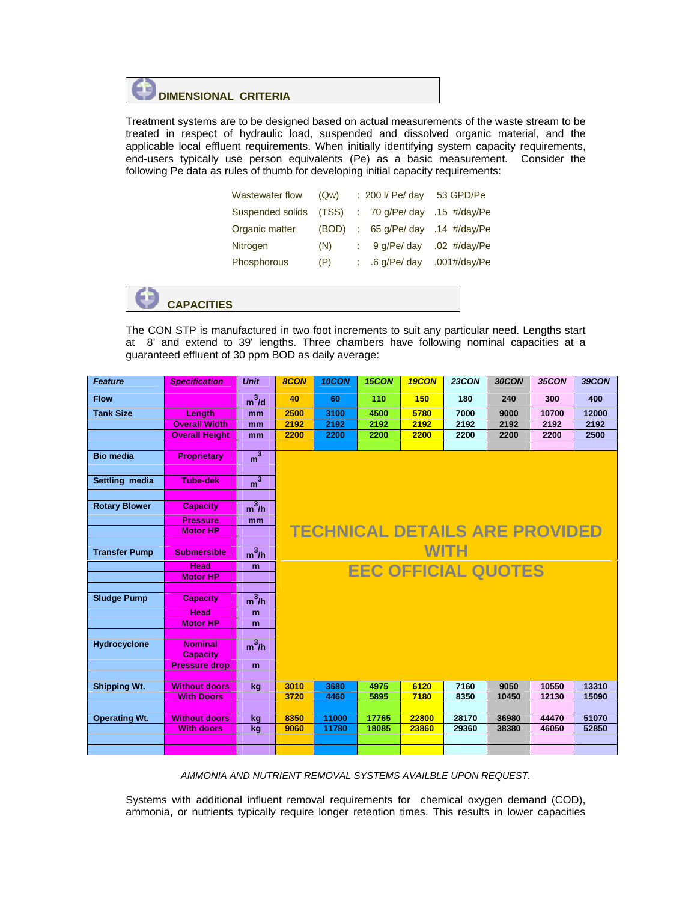## DIMENSIONAL CRITERIA

Treatment systems are to be designed based on actual measurements of the waste stream to be treated in respect of hydraulic load, suspended and dissolved organic material, and the applicable local effluent requirements. When initially identifying system capacity requirements, end-users typically use person equivalents (Pe) as a basic measurement. Consider the following Pe data as rules of thumb for developing initial capacity requirements:

| | | | | |
|---|---|---|---|---|
| Wastewater flow | (Qw) | : | 200 l/ Pe/ day | 53 GPD/Pe |
| Suspended solids | (TSS) | : | 70 g/Pe/ day | .15 #/day/Pe |
| Organic matter | (BOD) | : | 65 g/Pe/ day | .14 #/day/Pe |
| Nitrogen | (N) | : | 9 g/Pe/ day | .02 #/day/Pe |
| Phosphorous | (P) | : | .6 g/Pe/ day | .001#/day/Pe |

## CAPACITIES

The CON STP is manufactured in two foot increments to suit any particular need. Lengths start at 8' and extend to 39' lengths. Three chambers have following nominal capacities at a guaranteed effluent of 30 ppm BOD as daily average:

| *Feature* | *Specification* | *Unit* | *8CON* | *10CON* | *15CON* | *19CON* | *23CON* | *30CON* | *35CON* | *39CON* |
|---|---|---|---|---|---|---|---|---|---|---|
| **Flow** | | $m^3/d$ | 40 | 60 | 110 | 150 | 180 | 240 | 300 | 400 |
| **Tank Size** | Length | mm | 2500 | 3100 | 4500 | 5780 | 7000 | 9000 | 10700 | 12000 |
| | Overall Width | mm | 2192 | 2192 | 2192 | 2192 | 2192 | 2192 | 2192 | 2192 |
| | Overall Height | mm | 2200 | 2200 | 2200 | 2200 | 2200 | 2200 | 2200 | 2500 |
| **Bio media** | Proprietary | $m^3$ | TECHNICAL DETAILS ARE PROVIDED WITH EEC OFFICIAL QUOTES | | | | | | | |
| **Settling media** | Tube-dek | $m^3$ | | | | | | | | |
| **Rotary Blower** | Capacity | $m^3/h$ | | | | | | | | |
| | Pressure | mm | | | | | | | | |
| | Motor HP | | | | | | | | | |
| **Transfer Pump** | Submersible | $m^3/h$ | | | | | | | | |
| | Head | m | | | | | | | | |
| | Motor HP | | | | | | | | | |
| **Sludge Pump** | Capacity | $m^3/h$ | | | | | | | | |
| | Head | m | | | | | | | | |
| | Motor HP | m | | | | | | | | |
| **Hydrocyclone** | Nominal Capacity | $m^3/h$ | | | | | | | | |
| | Pressure drop | m | | | | | | | | |
| **Shipping Wt.** | Without doors | kg | 3010 | 3680 | 4975 | 6120 | 7160 | 9050 | 10550 | 13310 |
| | With Doors | | 3720 | 4460 | 5895 | 7180 | 8350 | 10450 | 12130 | 15090 |
| **Operating Wt.** | Without doors | kg | 8350 | 11000 | 17765 | 22800 | 28170 | 36980 | 44470 | 51070 |
| | With doors | kg | 9060 | 11780 | 18085 | 23860 | 29360 | 38380 | 46050 | 52850 |

*AMMONIA AND NUTRIENT REMOVAL SYSTEMS AVAILBLE UPON REQUEST.*

Systems with additional influent removal requirements for chemical oxygen demand (COD), ammonia, or nutrients typically require longer retention times. This results in lower capacities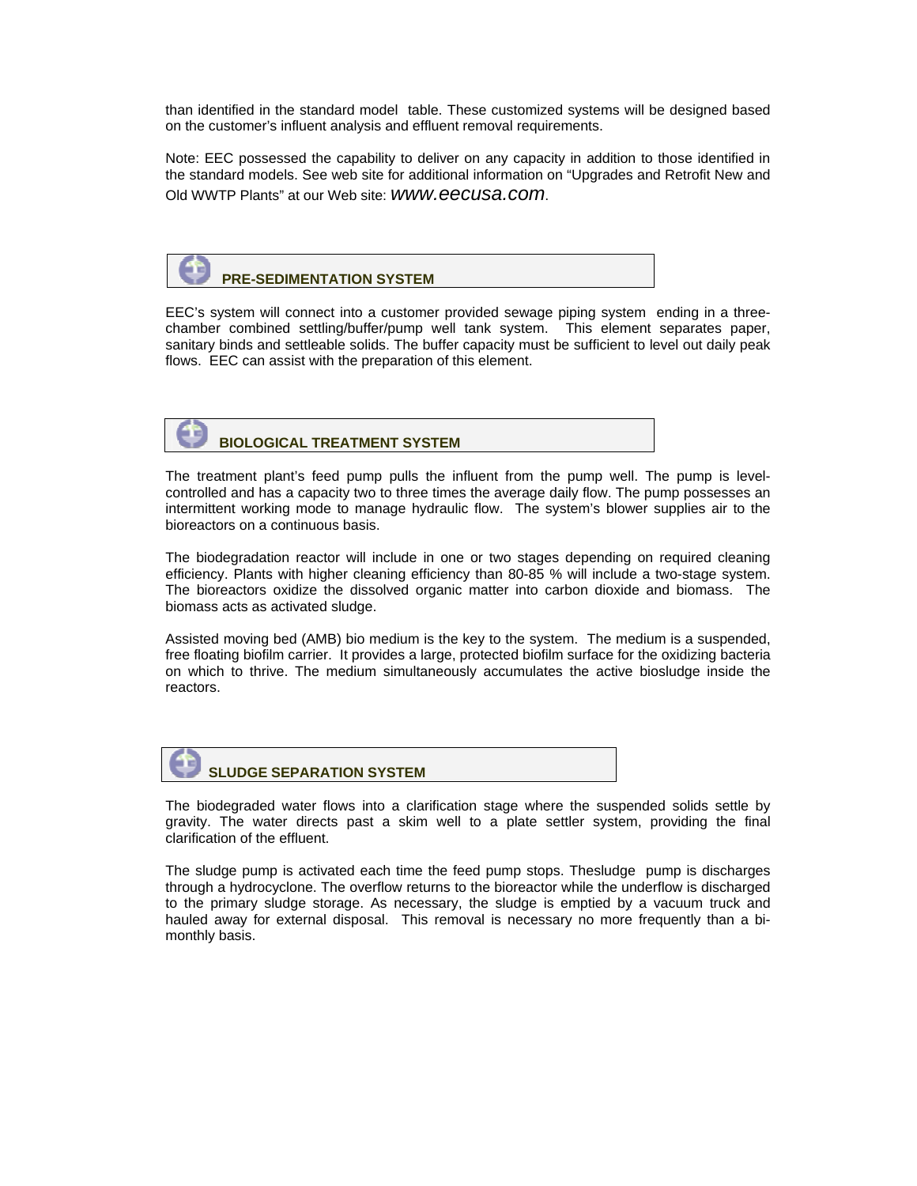than identified in the standard model  table. These customized systems will be designed based on the customer's influent analysis and effluent removal requirements.

Note: EEC possessed the capability to deliver on any capacity in addition to those identified in the standard models. See web site for additional information on "Upgrades and Retrofit New and Old WWTP Plants" at our Web site: *www.eecusa.com*.

## PRE-SEDIMENTATION SYSTEM

EEC's system will connect into a customer provided sewage piping system  ending in a three-chamber combined settling/buffer/pump well tank system.  This element separates paper, sanitary binds and settleable solids. The buffer capacity must be sufficient to level out daily peak flows.  EEC can assist with the preparation of this element.

## BIOLOGICAL TREATMENT SYSTEM

The treatment plant's feed pump pulls the influent from the pump well. The pump is level-controlled and has a capacity two to three times the average daily flow. The pump possesses an intermittent working mode to manage hydraulic flow.  The system's blower supplies air to the bioreactors on a continuous basis.

The biodegradation reactor will include in one or two stages depending on required cleaning efficiency. Plants with higher cleaning efficiency than 80-85 % will include a two-stage system. The bioreactors oxidize the dissolved organic matter into carbon dioxide and biomass.  The biomass acts as activated sludge.

Assisted moving bed (AMB) bio medium is the key to the system.  The medium is a suspended, free floating biofilm carrier.  It provides a large, protected biofilm surface for the oxidizing bacteria on which to thrive. The medium simultaneously accumulates the active biosludge inside the reactors.

## SLUDGE SEPARATION SYSTEM

The biodegraded water flows into a clarification stage where the suspended solids settle by gravity. The water directs past a skim well to a plate settler system, providing the final clarification of the effluent.

The sludge pump is activated each time the feed pump stops. Thesludge  pump is discharges through a hydrocyclone. The overflow returns to the bioreactor while the underflow is discharged to the primary sludge storage. As necessary, the sludge is emptied by a vacuum truck and hauled away for external disposal.  This removal is necessary no more frequently than a bi-monthly basis.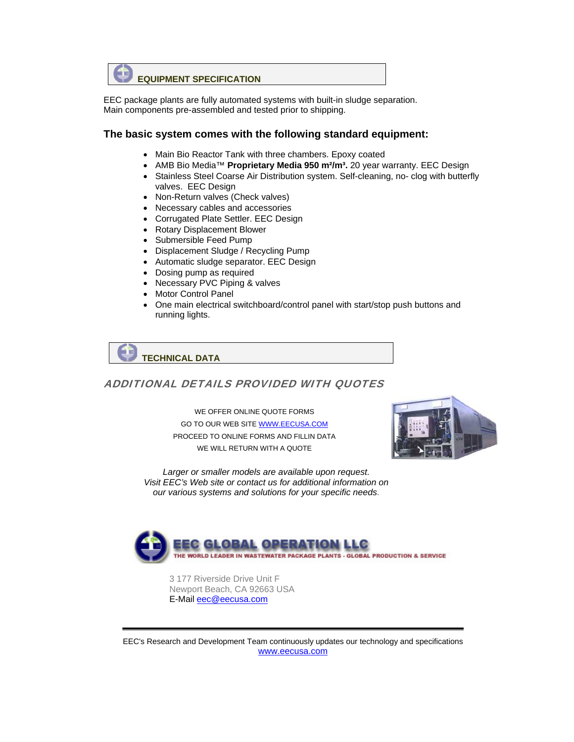## EQUIPMENT SPECIFICATION

EEC package plants are fully automated systems with built-in sludge separation.
Main components pre-assembled and tested prior to shipping.

### The basic system comes with the following standard equipment:

- Main Bio Reactor Tank with three chambers. Epoxy coated
- AMB Bio Media™ **Proprietary Media 950 m²/m³.** 20 year warranty. EEC Design
- Stainless Steel Coarse Air Distribution system. Self-cleaning, no- clog with butterfly valves. EEC Design
- Non-Return valves (Check valves)
- Necessary cables and accessories
- Corrugated Plate Settler. EEC Design
- Rotary Displacement Blower
- Submersible Feed Pump
- Displacement Sludge / Recycling Pump
- Automatic sludge separator. EEC Design
- Dosing pump as required
- Necessary PVC Piping & valves
- Motor Control Panel
- One main electrical switchboard/control panel with start/stop push buttons and running lights.

## TECHNICAL DATA

*ADDITIONAL DETAILS PROVIDED WITH QUOTES*

WE OFFER ONLINE QUOTE FORMS
GO TO OUR WEB SITE WWW.EECUSA.COM
PROCEED TO ONLINE FORMS AND FILLIN DATA
WE WILL RETURN WITH A QUOTE

*Larger or smaller models are available upon request.*
*Visit EEC's Web site or contact us for additional information on our various systems and solutions for your specific needs.*

**EEC GLOBAL OPERATION LLC**
THE WORLD LEADER IN WASTEWATER PACKAGE PLANTS - GLOBAL PRODUCTION & SERVICE

3 177 Riverside Drive Unit F
Newport Beach, CA 92663 USA
E-Mail eec@eecusa.com

EEC's Research and Development Team continuously updates our technology and specifications
www.eecusa.com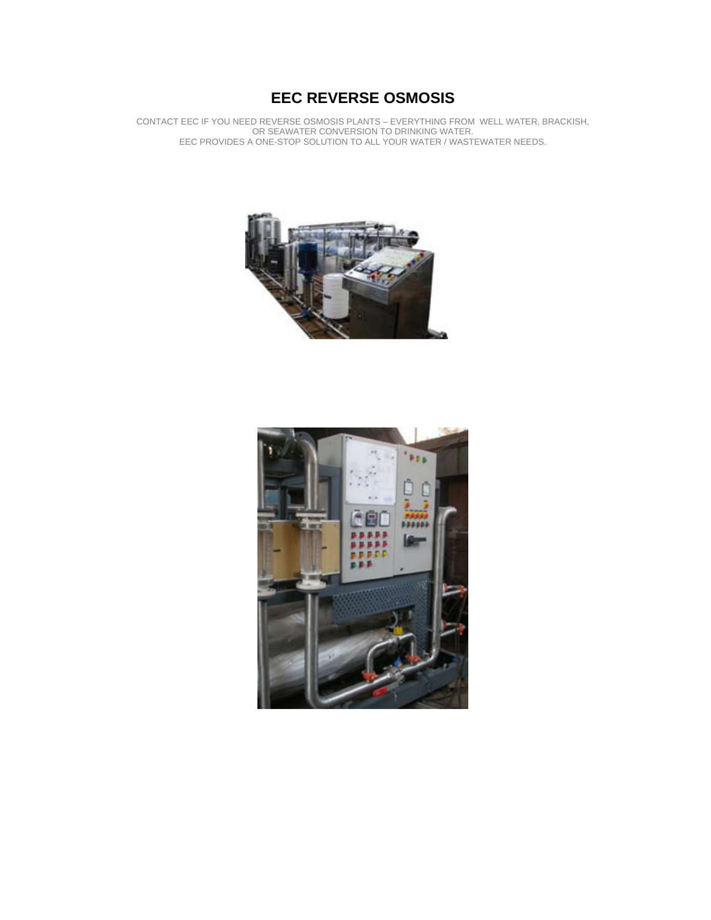# EEC REVERSE OSMOSIS

CONTACT EEC IF YOU NEED REVERSE OSMOSIS PLANTS – EVERYTHING FROM WELL WATER, BRACKISH, OR SEAWATER CONVERSION TO DRINKING WATER.
EEC PROVIDES A ONE-STOP SOLUTION TO ALL YOUR WATER / WASTEWATER NEEDS.